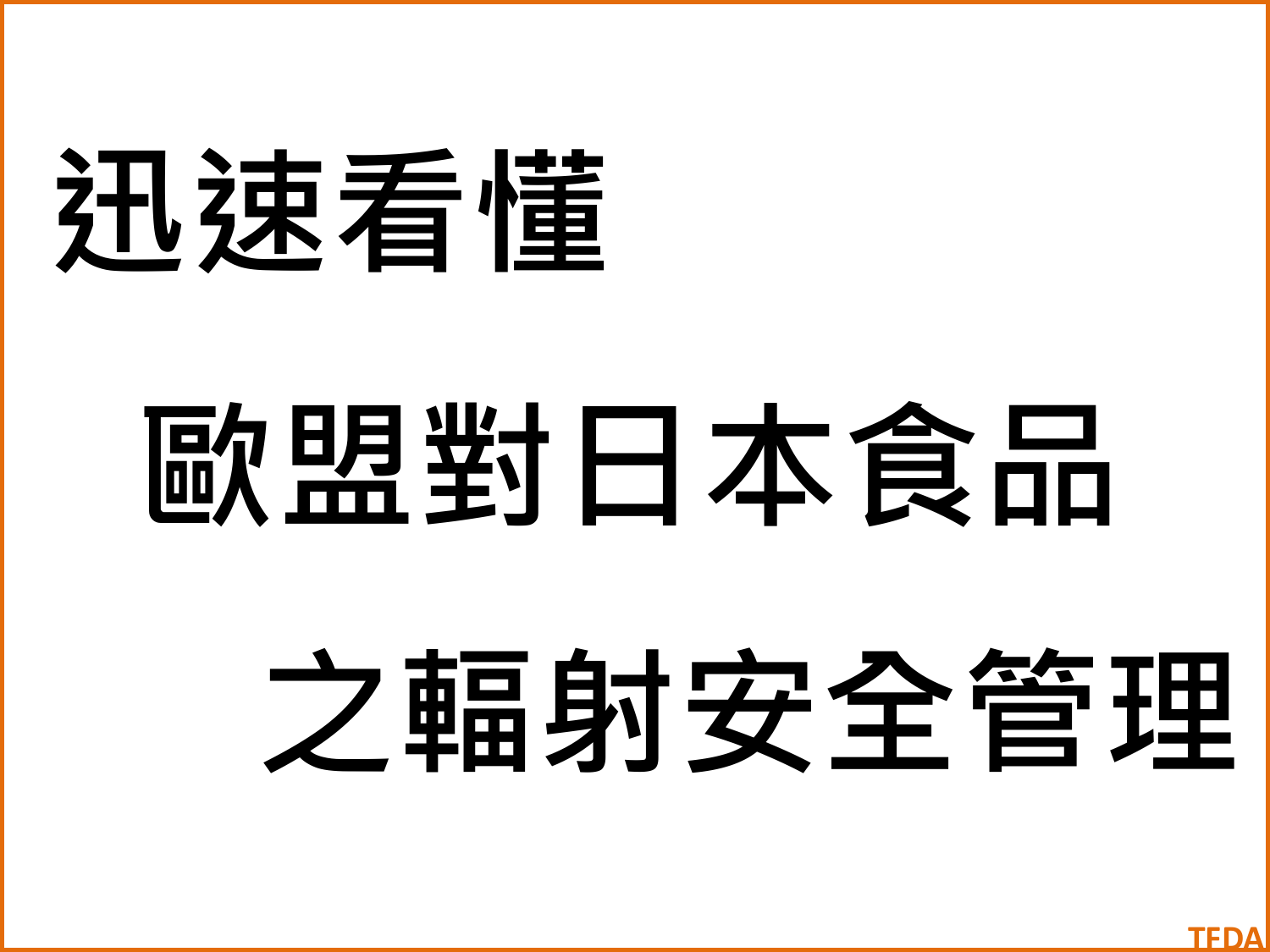# 迅速看懂

# 歐盟對日本食品

# 之輻射安全管理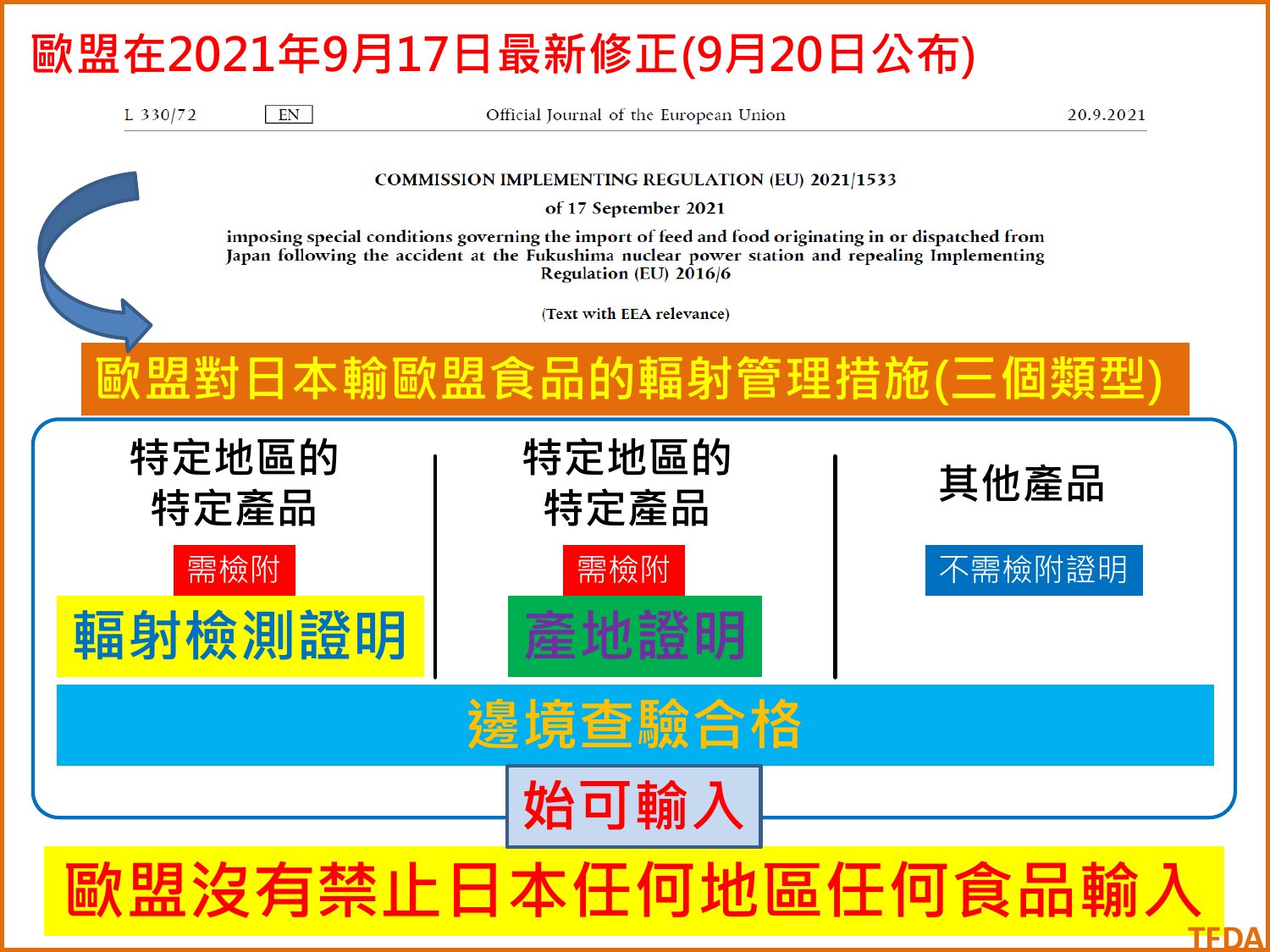# 歐盟在2021年9月17日最新修正(9月20日公布)

L 330/72 EN Official Journal of the European Union 20.9.2021

**COMMISSION IMPLEMENTING REGULATION (EU) 2021/1533**

**of 17 September 2021**

**imposing special conditions governing the import of feed and food originating in or dispatched from Japan following the accident at the Fukushima nuclear power station and repealing Implementing Regulation (EU) 2016/6**

(Text with EEA relevance)

## 歐盟對日本輸歐盟食品的輻射管理措施(三個類型)

| 特定地區的特定產品 | 特定地區的特定產品 | 其他產品 |
|---|---|---|
| 需檢附 **輻射檢測證明** | 需檢附 **產地證明** | 不需檢附證明 |

**邊境查驗合格**

**始可輸入**

**歐盟沒有禁止日本任何地區任何食品輸入**

TFDA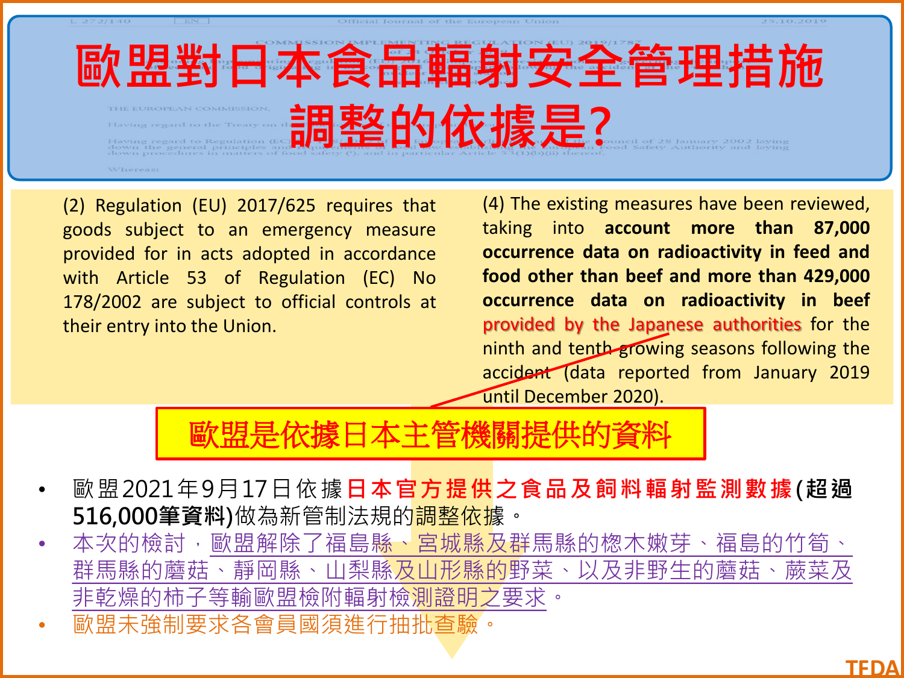# 歐盟對日本食品輻射安全管理措施調整的依據是?

(2) Regulation (EU) 2017/625 requires that goods subject to an emergency measure provided for in acts adopted in accordance with Article 53 of Regulation (EC) No 178/2002 are subject to official controls at their entry into the Union.

(4) The existing measures have been reviewed, taking into **account more than 87,000 occurrence data on radioactivity in feed and food other than beef and more than 429,000 occurrence data on radioactivity in beef** provided by the Japanese authorities for the ninth and tenth growing seasons following the accident (data reported from January 2019 until December 2020).

**歐盟是依據日本主管機關提供的資料**

- 歐盟2021年9月17日依據**日本官方提供之食品及飼料輻射監測數據(超過516,000筆資料)**做為新管制法規的調整依據。
- 本次的檢討，歐盟解除了福島縣、宮城縣及群馬縣的楤木嫩芽、福島的竹筍、群馬縣的蘑菇、靜岡縣、山梨縣及山形縣的野菜、以及非野生的蘑菇、蕨菜及非乾燥的柿子等輸歐盟檢附輻射檢測證明之要求。
- 歐盟未強制要求各會員國須進行抽批查驗。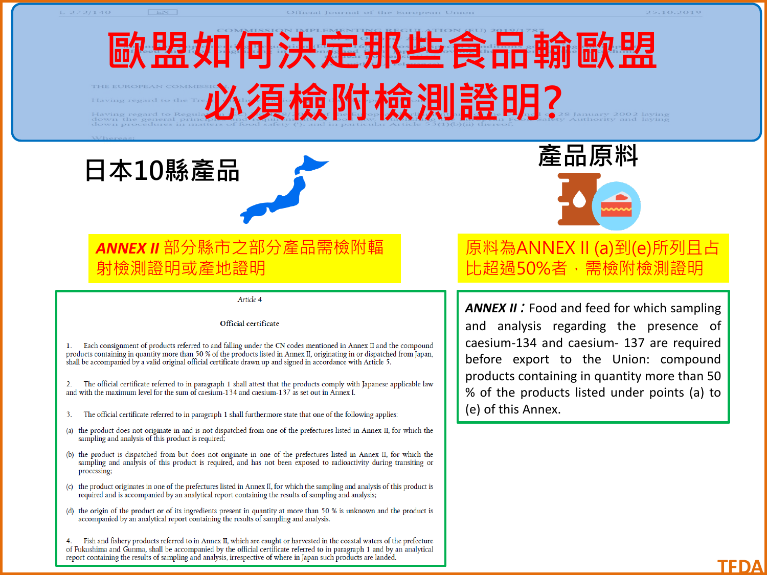# 歐盟如何決定那些食品輸歐盟必須檢附檢測證明?

## 日本10縣產品

**ANNEX II** 部分縣市之部分產品需檢附輻射檢測證明或產地證明

*Article 4*

**Official certificate**

1. Each consignment of products referred to and falling under the CN codes mentioned in Annex II and the compound products containing in quantity more than 50 % of the products listed in Annex II, originating in or dispatched from Japan, shall be accompanied by a valid original official certificate drawn up and signed in accordance with Article 5.

2. The official certificate referred to in paragraph 1 shall attest that the products comply with Japanese applicable law and with the maximum level for the sum of caesium-134 and caesium-137 as set out in Annex I.

3. The official certificate referred to in paragraph 1 shall furthermore state that one of the following applies:

(a) the product does not originate in and is not dispatched from one of the prefectures listed in Annex II, for which the sampling and analysis of this product is required;

(b) the product is dispatched from but does not originate in one of the prefectures listed in Annex II, for which the sampling and analysis of this product is required, and has not been exposed to radioactivity during transiting or processing;

(c) the product originates in one of the prefectures listed in Annex II, for which the sampling and analysis of this product is required and is accompanied by an analytical report containing the results of sampling and analysis;

(d) the origin of the product or of its ingredients present in quantity at more than 50 % is unknown and the product is accompanied by an analytical report containing the results of sampling and analysis.

4. Fish and fishery products referred to in Annex II, which are caught or harvested in the coastal waters of the prefecture of Fukushima and Gunma, shall be accompanied by the official certificate referred to in paragraph 1 and by an analytical report containing the results of sampling and analysis, irrespective of where in Japan such products are landed.

## 產品原料

原料為ANNEX II (a)到(e)所列且占比超過50%者，需檢附檢測證明

**ANNEX II：** Food and feed for which sampling and analysis regarding the presence of caesium-134 and caesium- 137 are required before export to the Union: compound products containing in quantity more than 50 % of the products listed under points (a) to (e) of this Annex.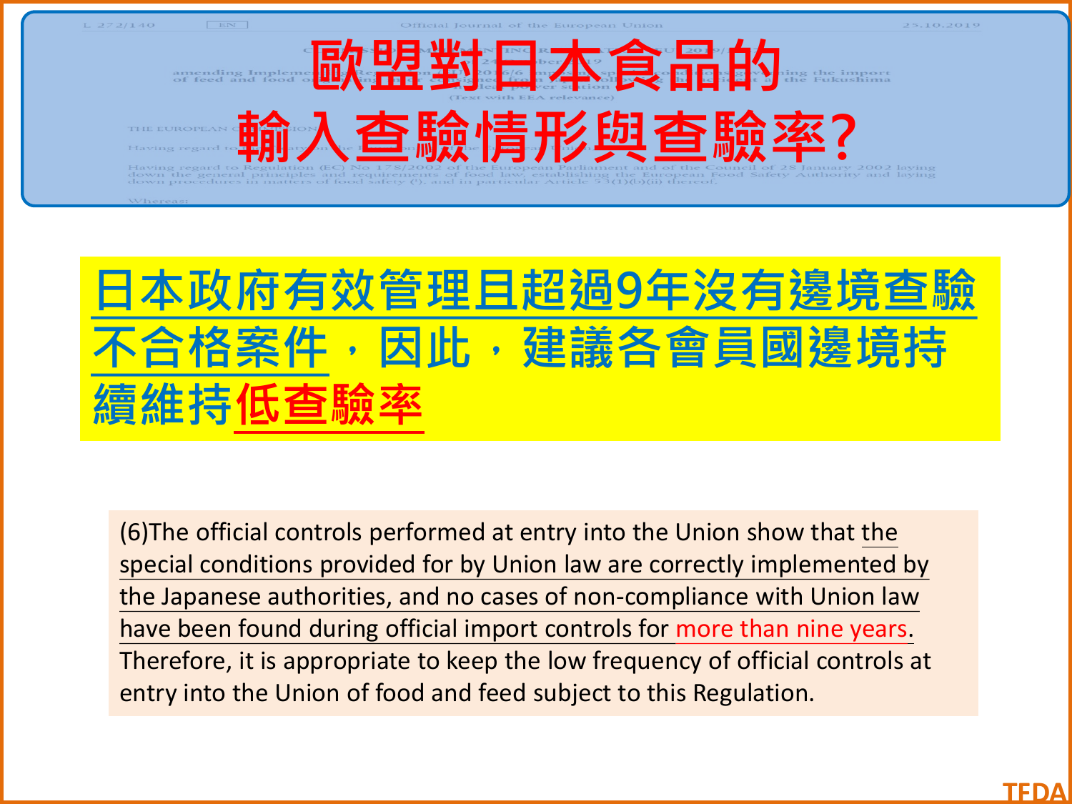# 歐盟對日本食品的輸入查驗情形與查驗率?

**日本政府有效管理且超過9年沒有邊境查驗不合格案件，因此，建議各會員國邊境持續維持低查驗率**

(6)The official controls performed at entry into the Union show that the special conditions provided for by Union law are correctly implemented by the Japanese authorities, and no cases of non-compliance with Union law have been found during official import controls for more than nine years. Therefore, it is appropriate to keep the low frequency of official controls at entry into the Union of food and feed subject to this Regulation.

TFDA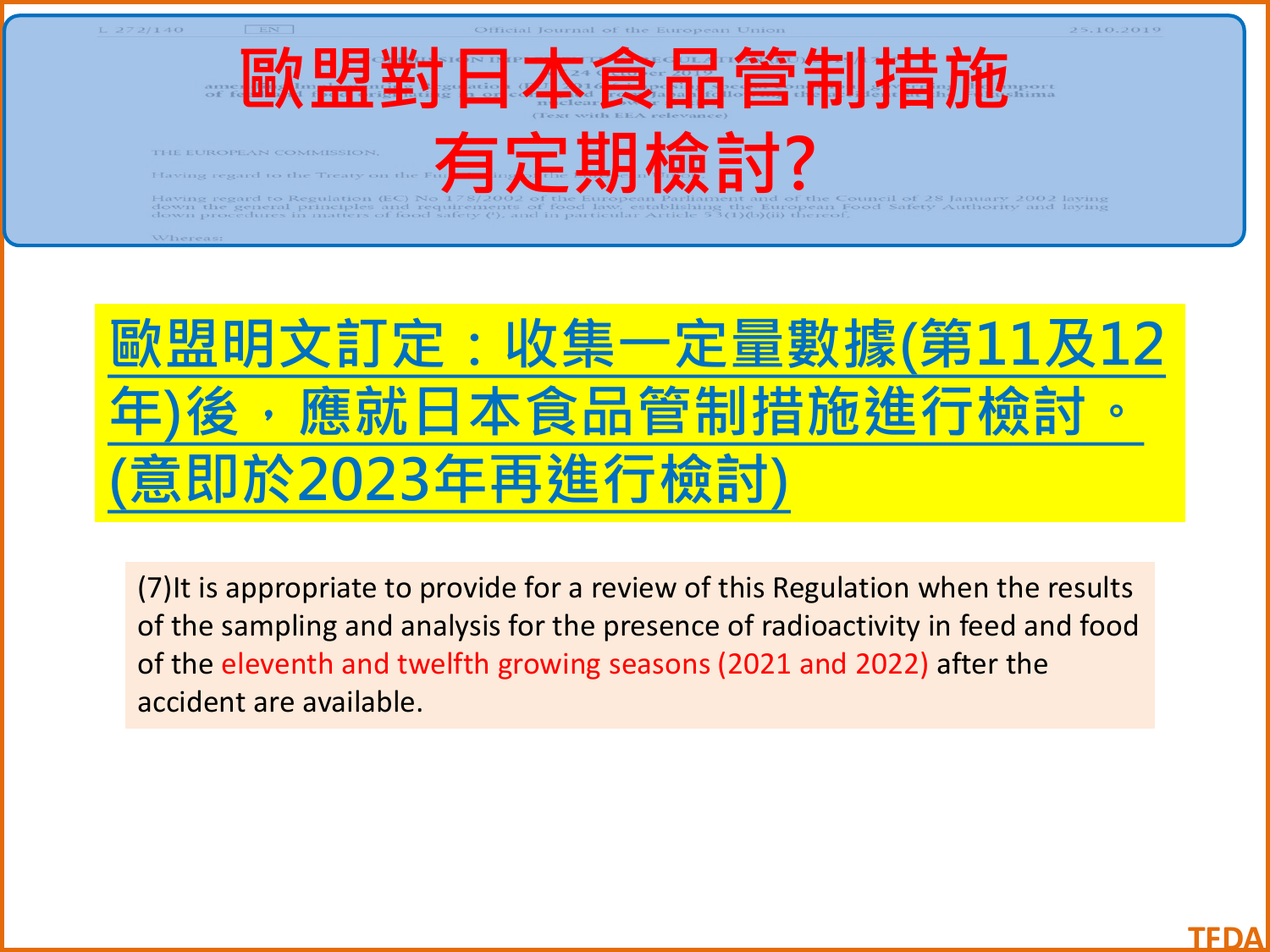# 歐盟對日本食品管制措施有定期檢討?

**歐盟明文訂定：收集一定量數據(第11及12年)後，應就日本食品管制措施進行檢討。(意即於2023年再進行檢討)**

(7)It is appropriate to provide for a review of this Regulation when the results of the sampling and analysis for the presence of radioactivity in feed and food of the eleventh and twelfth growing seasons (2021 and 2022) after the accident are available.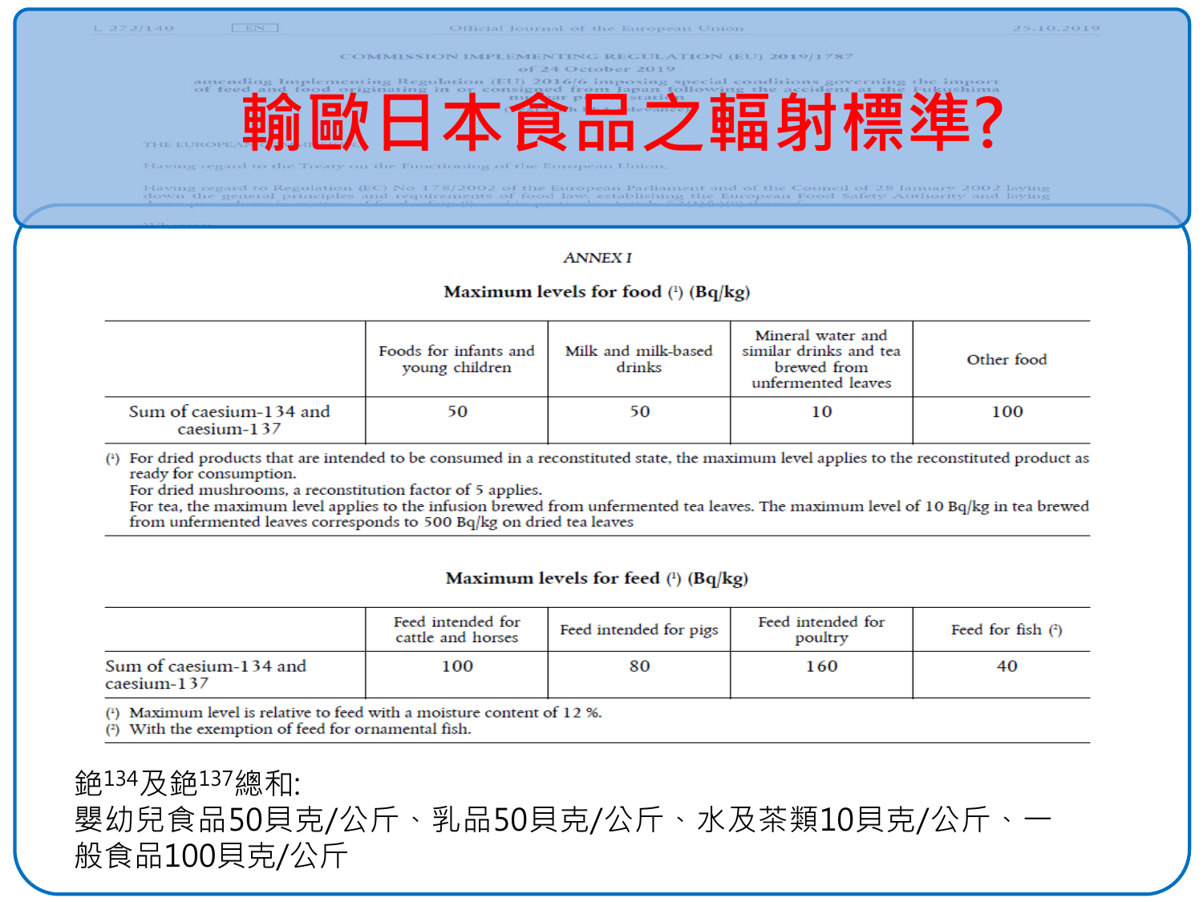# 輸歐日本食品之輻射標準?

ANNEX I

**Maximum levels for food (1) (Bq/kg)**

| | Foods for infants and young children | Milk and milk-based drinks | Mineral water and similar drinks and tea brewed from unfermented leaves | Other food |
|---|---|---|---|---|
| Sum of caesium-134 and caesium-137 | 50 | 50 | 10 | 100 |

(1) For dried products that are intended to be consumed in a reconstituted state, the maximum level applies to the reconstituted product as ready for consumption.
For dried mushrooms, a reconstitution factor of 5 applies.
For tea, the maximum level applies to the infusion brewed from unfermented tea leaves. The maximum level of 10 Bq/kg in tea brewed from unfermented leaves corresponds to 500 Bq/kg on dried tea leaves

**Maximum levels for feed (1) (Bq/kg)**

| | Feed intended for cattle and horses | Feed intended for pigs | Feed intended for poultry | Feed for fish (2) |
|---|---|---|---|---|
| Sum of caesium-134 and caesium-137 | 100 | 80 | 160 | 40 |

(1) Maximum level is relative to feed with a moisture content of 12 %.
(2) With the exemption of feed for ornamental fish.

銫$^{134}$及銫$^{137}$總和:
嬰幼兒食品50貝克/公斤、乳品50貝克/公斤、水及茶類10貝克/公斤、一般食品100貝克/公斤